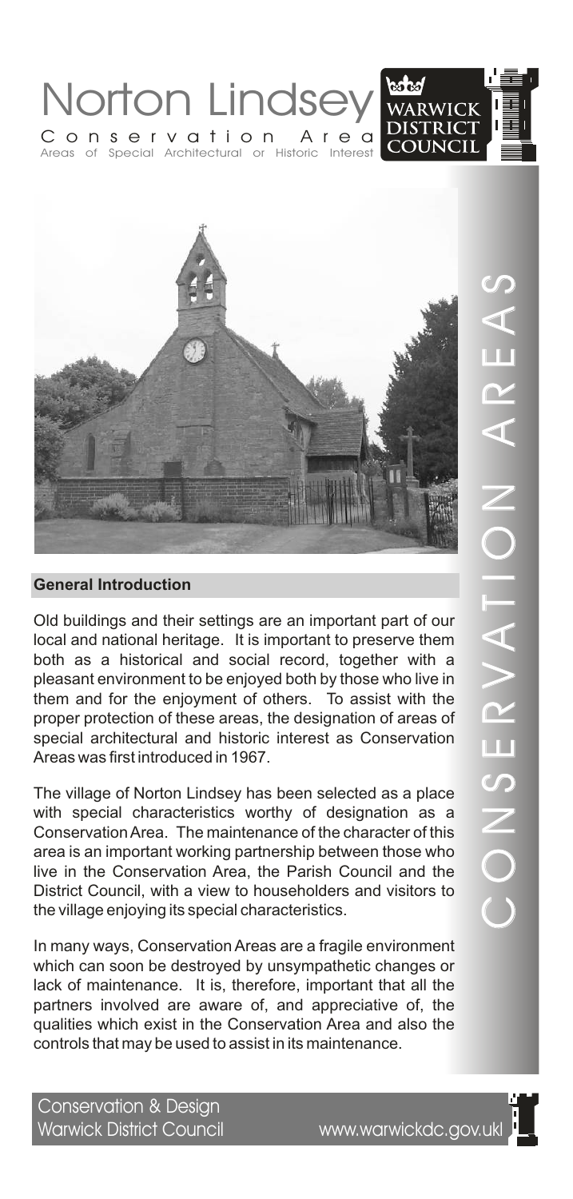# Norton Lindsey

## Conservation Area

Areas of Special Architectural or Historic Interest

WARWICK DISTRICT COUNCIL

CONSERVATION AREAS

### General Introduction

Old buildings and their settings are an important part of our local and national heritage. It is important to preserve them both as a historical and social record, together with a pleasant environment to be enjoyed both by those who live in them and for the enjoyment of others. To assist with the proper protection of these areas, the designation of areas of special architectural and historic interest as Conservation Areas was first introduced in 1967.

The village of Norton Lindsey has been selected as a place with special characteristics worthy of designation as a Conservation Area. The maintenance of the character of this area is an important working partnership between those who live in the Conservation Area, the Parish Council and the District Council, with a view to householders and visitors to the village enjoying its special characteristics.

In many ways, Conservation Areas are a fragile environment which can soon be destroyed by unsympathetic changes or lack of maintenance. It is, therefore, important that all the partners involved are aware of, and appreciative of, the qualities which exist in the Conservation Area and also the controls that may be used to assist in its maintenance.

Conservation & Design
Warwick District Council www.warwickdc.gov.uk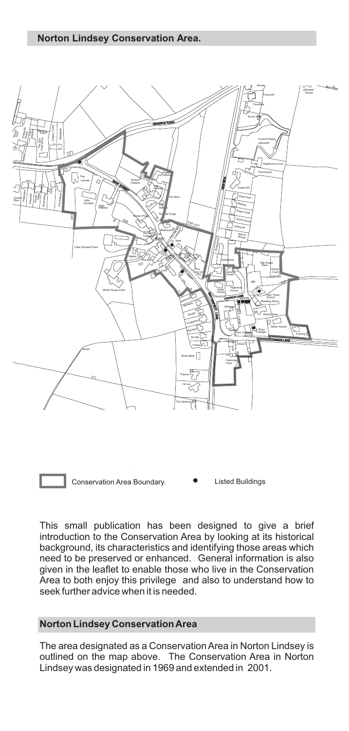## Norton Lindsey Conservation Area.

Conservation Area Boundary. Listed Buildings

This small publication has been designed to give a brief introduction to the Conservation Area by looking at its historical background, its characteristics and identifying those areas which need to be preserved or enhanced. General information is also given in the leaflet to enable those who live in the Conservation Area to both enjoy this privilege and also to understand how to seek further advice when it is needed.

## Norton Lindsey Conservation Area

The area designated as a Conservation Area in Norton Lindsey is outlined on the map above. The Conservation Area in Norton Lindsey was designated in 1969 and extended in 2001.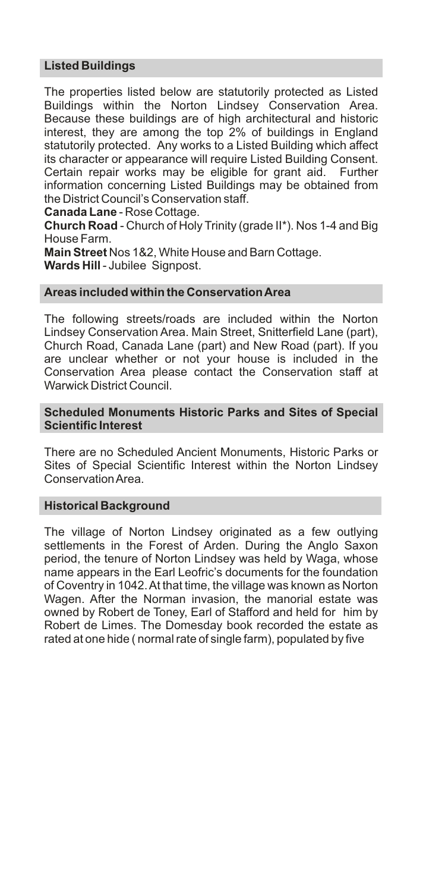## Listed Buildings

The properties listed below are statutorily protected as Listed Buildings within the Norton Lindsey Conservation Area. Because these buildings are of high architectural and historic interest, they are among the top 2% of buildings in England statutorily protected. Any works to a Listed Building which affect its character or appearance will require Listed Building Consent. Certain repair works may be eligible for grant aid. Further information concerning Listed Buildings may be obtained from the District Council's Conservation staff.

**Canada Lane** - Rose Cottage.

**Church Road** - Church of Holy Trinity (grade II*). Nos 1-4 and Big House Farm.

**Main Street** Nos 1&2, White House and Barn Cottage.

**Wards Hill** - Jubilee Signpost.

## Areas included within the Conservation Area

The following streets/roads are included within the Norton Lindsey Conservation Area. Main Street, Snitterfield Lane (part), Church Road, Canada Lane (part) and New Road (part). If you are unclear whether or not your house is included in the Conservation Area please contact the Conservation staff at Warwick District Council.

## Scheduled Monuments Historic Parks and Sites of Special Scientific Interest

There are no Scheduled Ancient Monuments, Historic Parks or Sites of Special Scientific Interest within the Norton Lindsey Conservation Area.

## Historical Background

The village of Norton Lindsey originated as a few outlying settlements in the Forest of Arden. During the Anglo Saxon period, the tenure of Norton Lindsey was held by Waga, whose name appears in the Earl Leofric's documents for the foundation of Coventry in 1042. At that time, the village was known as Norton Wagen. After the Norman invasion, the manorial estate was owned by Robert de Toney, Earl of Stafford and held for him by Robert de Limes. The Domesday book recorded the estate as rated at one hide ( normal rate of single farm), populated by five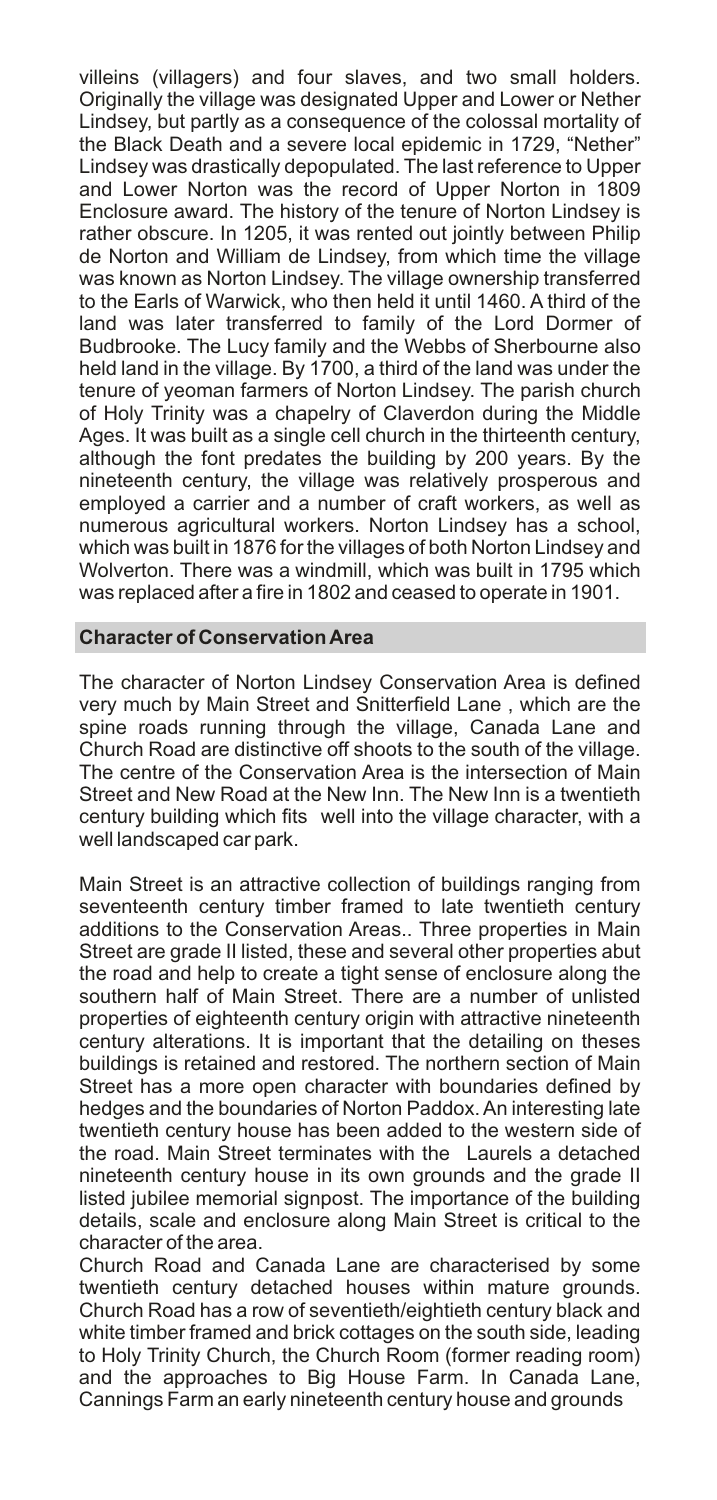villeins (villagers) and four slaves, and two small holders. Originally the village was designated Upper and Lower or Nether Lindsey, but partly as a consequence of the colossal mortality of the Black Death and a severe local epidemic in 1729, "Nether" Lindsey was drastically depopulated. The last reference to Upper and Lower Norton was the record of Upper Norton in 1809 Enclosure award. The history of the tenure of Norton Lindsey is rather obscure. In 1205, it was rented out jointly between Philip de Norton and William de Lindsey, from which time the village was known as Norton Lindsey. The village ownership transferred to the Earls of Warwick, who then held it until 1460. A third of the land was later transferred to family of the Lord Dormer of Budbrooke. The Lucy family and the Webbs of Sherbourne also held land in the village. By 1700, a third of the land was under the tenure of yeoman farmers of Norton Lindsey. The parish church of Holy Trinity was a chapelry of Claverdon during the Middle Ages. It was built as a single cell church in the thirteenth century, although the font predates the building by 200 years. By the nineteenth century, the village was relatively prosperous and employed a carrier and a number of craft workers, as well as numerous agricultural workers. Norton Lindsey has a school, which was built in 1876 for the villages of both Norton Lindsey and Wolverton. There was a windmill, which was built in 1795 which was replaced after a fire in 1802 and ceased to operate in 1901.

## Character of Conservation Area

The character of Norton Lindsey Conservation Area is defined very much by Main Street and Snitterfield Lane , which are the spine roads running through the village, Canada Lane and Church Road are distinctive off shoots to the south of the village. The centre of the Conservation Area is the intersection of Main Street and New Road at the New Inn. The New Inn is a twentieth century building which fits well into the village character, with a well landscaped car park.

Main Street is an attractive collection of buildings ranging from seventeenth century timber framed to late twentieth century additions to the Conservation Areas.. Three properties in Main Street are grade II listed, these and several other properties abut the road and help to create a tight sense of enclosure along the southern half of Main Street. There are a number of unlisted properties of eighteenth century origin with attractive nineteenth century alterations. It is important that the detailing on theses buildings is retained and restored. The northern section of Main Street has a more open character with boundaries defined by hedges and the boundaries of Norton Paddox. An interesting late twentieth century house has been added to the western side of the road. Main Street terminates with the Laurels a detached nineteenth century house in its own grounds and the grade II listed jubilee memorial signpost. The importance of the building details, scale and enclosure along Main Street is critical to the character of the area.

Church Road and Canada Lane are characterised by some twentieth century detached houses within mature grounds. Church Road has a row of seventieth/eightieth century black and white timber framed and brick cottages on the south side, leading to Holy Trinity Church, the Church Room (former reading room) and the approaches to Big House Farm. In Canada Lane, Cannings Farm an early nineteenth century house and grounds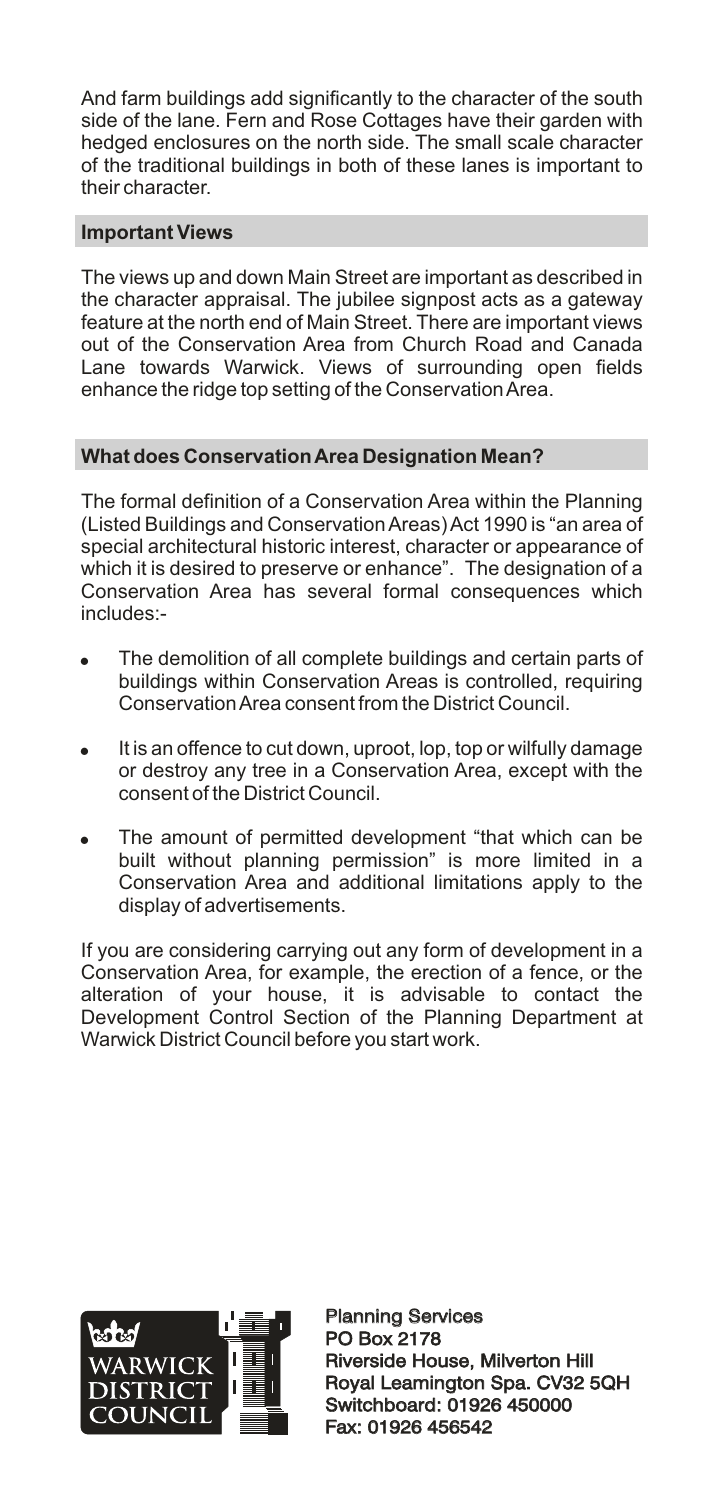And farm buildings add significantly to the character of the south side of the lane. Fern and Rose Cottages have their garden with hedged enclosures on the north side. The small scale character of the traditional buildings in both of these lanes is important to their character.

## Important Views

The views up and down Main Street are important as described in the character appraisal. The jubilee signpost acts as a gateway feature at the north end of Main Street. There are important views out of the Conservation Area from Church Road and Canada Lane towards Warwick. Views of surrounding open fields enhance the ridge top setting of the Conservation Area.

## What does Conservation Area Designation Mean?

The formal definition of a Conservation Area within the Planning (Listed Buildings and Conservation Areas) Act 1990 is "an area of special architectural historic interest, character or appearance of which it is desired to preserve or enhance". The designation of a Conservation Area has several formal consequences which includes:-

- The demolition of all complete buildings and certain parts of buildings within Conservation Areas is controlled, requiring Conservation Area consent from the District Council.
- It is an offence to cut down, uproot, lop, top or wilfully damage or destroy any tree in a Conservation Area, except with the consent of the District Council.
- The amount of permitted development "that which can be built without planning permission" is more limited in a Conservation Area and additional limitations apply to the display of advertisements.

If you are considering carrying out any form of development in a Conservation Area, for example, the erection of a fence, or the alteration of your house, it is advisable to contact the Development Control Section of the Planning Department at Warwick District Council before you start work.

WARWICK DISTRICT COUNCIL

Planning Services
PO Box 2178
Riverside House, Milverton Hill
Royal Leamington Spa. CV32 5QH
Switchboard: 01926 450000
Fax: 01926 456542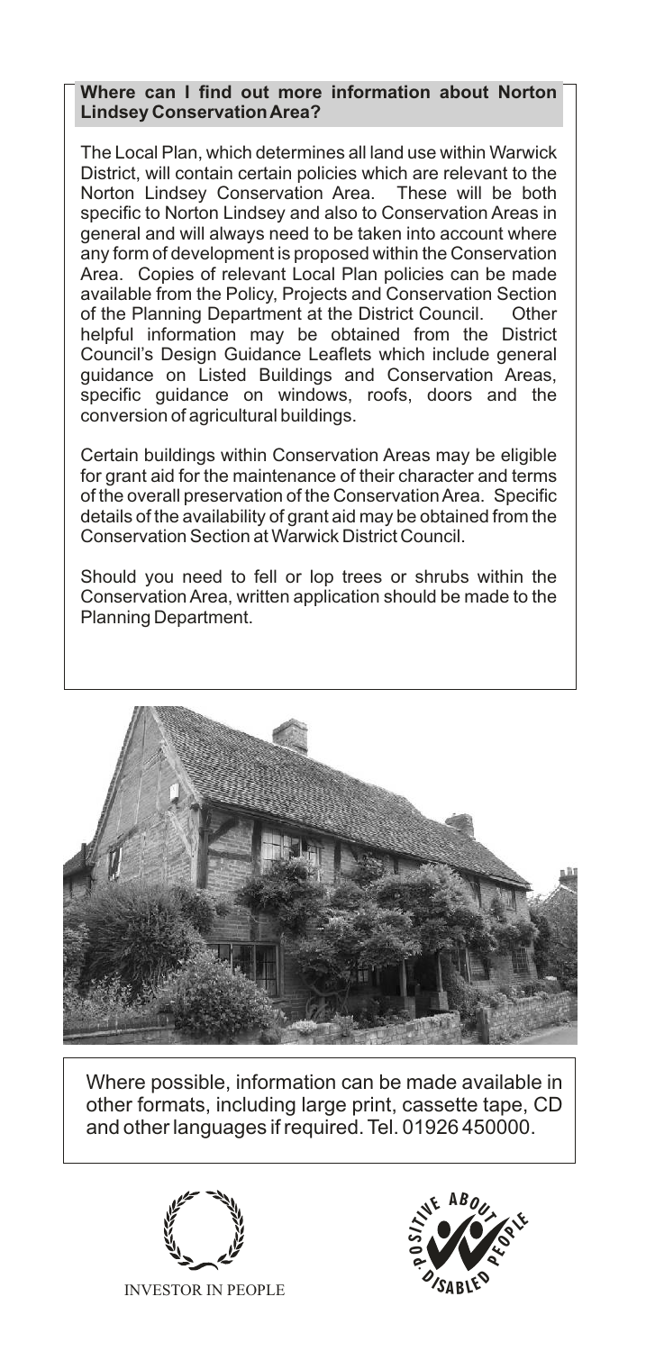## Where can I find out more information about Norton Lindsey Conservation Area?

The Local Plan, which determines all land use within Warwick District, will contain certain policies which are relevant to the Norton Lindsey Conservation Area. These will be both specific to Norton Lindsey and also to Conservation Areas in general and will always need to be taken into account where any form of development is proposed within the Conservation Area. Copies of relevant Local Plan policies can be made available from the Policy, Projects and Conservation Section of the Planning Department at the District Council. Other helpful information may be obtained from the District Council's Design Guidance Leaflets which include general guidance on Listed Buildings and Conservation Areas, specific guidance on windows, roofs, doors and the conversion of agricultural buildings.

Certain buildings within Conservation Areas may be eligible for grant aid for the maintenance of their character and terms of the overall preservation of the Conservation Area. Specific details of the availability of grant aid may be obtained from the Conservation Section at Warwick District Council.

Should you need to fell or lop trees or shrubs within the Conservation Area, written application should be made to the Planning Department.

Where possible, information can be made available in other formats, including large print, cassette tape, CD and other languages if required. Tel. 01926 450000.

INVESTOR IN PEOPLE

POSITIVE ABOUT DISABLED PEOPLE